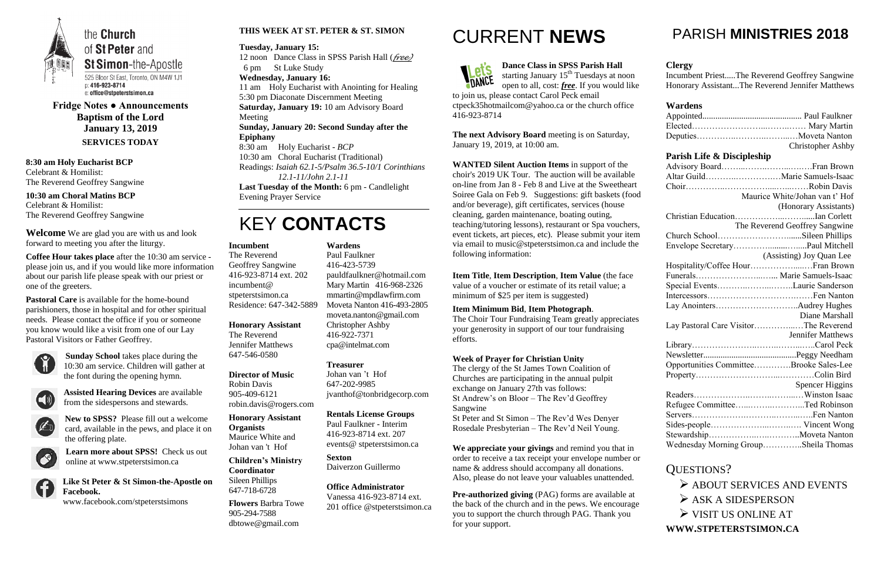the **Church** of **St Peter** and **St Simon**-the-Apostle

525 Bloor St East, Toronto, ON M4W 1J1
p: 416-923-8714
e: office@stpeterstsimon.ca

**Fridge Notes ● Announcements**
**Baptism of the Lord**
**January 13, 2019**
**SERVICES TODAY**

**8:30 am Holy Eucharist BCP**
Celebrant & Homilist:
The Reverend Geoffrey Sangwine

**10:30 am Choral Matins BCP**
Celebrant & Homilist:
The Reverend Geoffrey Sangwine

**Welcome** We are glad you are with us and look forward to meeting you after the liturgy.

**Coffee Hour takes place** after the 10:30 am service - please join us, and if you would like more information about our parish life please speak with our priest or one of the greeters.

**Pastoral Care** is available for the home-bound parishioners, those in hospital and for other spiritual needs. Please contact the office if you or someone you know would like a visit from one of our Lay Pastoral Visitors or Father Geoffrey.

**Sunday School** takes place during the 10:30 am service. Children will gather at the font during the opening hymn.

**Assisted Hearing Devices** are available from the sidespersons and stewards.

**New to SPSS?** Please fill out a welcome card, available in the pews, and place it on the offering plate.

**Learn more about SPSS!** Check us out online at www.stpeterstsimon.ca

**Like St Peter & St Simon-the-Apostle on Facebook.**
www.facebook.com/stpeterstsimons

## THIS WEEK AT ST. PETER & ST. SIMON

**Tuesday, January 15:**
12 noon Dance Class in SPSS Parish Hall (*free*)
6 pm St Luke Study
**Wednesday, January 16:**
11 am Holy Eucharist with Anointing for Healing
5:30 pm Diaconate Discernment Meeting
**Saturday, January 19:** 10 am Advisory Board Meeting
**Sunday, January 20: Second Sunday after the Epiphany**
8:30 am Holy Eucharist - *BCP*
10:30 am Choral Eucharist (Traditional)
Readings: *Isaiah 62.1-5/Psalm 36.5-10/1 Corinthians 12.1-11/John 2.1-11*
**Last Tuesday of the Month:** 6 pm - Candlelight Evening Prayer Service

# KEY **CONTACTS**

**Incumbent**
The Reverend Geoffrey Sangwine
416-923-8714 ext. 202
incumbent@stpeterstsimon.ca
Residence: 647-342-5889

**Honorary Assistant**
The Reverend Jennifer Matthews
647-546-0580

**Director of Music**
Robin Davis
905-409-6121
robin.davis@rogers.com

**Honorary Assistant Organists**
Maurice White and Johan van 't Hof

**Children's Ministry Coordinator**
Sileen Phillips
647-718-6728

**Flowers** Barbra Towe
905-294-7588
dbtowe@gmail.com

**Wardens**
Paul Faulkner
416-423-5739
pauldfaulkner@hotmail.com
Mary Martin 416-968-2326
mmartin@mpdlawfirm.com
Moveta Nanton 416-493-2805
moveta.nanton@gmail.com
Christopher Ashby
416-922-7371
cpa@intelmat.com

**Treasurer**
Johan van 't Hof
647-202-9985
jvanthof@tonbridgecorp.com

**Rentals License Groups**
Paul Faulkner - Interim
416-923-8714 ext. 207
events@ stpeterstsimon.ca

**Sexton**
Daiverzon Guillermo

**Office Administrator**
Vanessa 416-923-8714 ext. 201 office @stpeterstsimon.ca

# CURRENT **NEWS**

**Dance Class in SPSS Parish Hall** starting January 15th Tuesdays at noon open to all, cost: ***free***. If you would like to join us, please contact Carol Peck email ctpeck35hotmailcom@yahoo.ca or the church office 416-923-8714

**The next Advisory Board** meeting is on Saturday, January 19, 2019, at 10:00 am.

**WANTED Silent Auction Items** in support of the choir's 2019 UK Tour. The auction will be available on-line from Jan 8 - Feb 8 and Live at the Sweetheart Soiree Gala on Feb 9. Suggestions: gift baskets (food and/or beverage), gift certificates, services (house cleaning, garden maintenance, boating outing, teaching/tutoring lessons), restaurant or Spa vouchers, event tickets, art pieces, etc). Please submit your item via email to music@stpeterstsimon.ca and include the following information:

**Item Title**, **Item Description**, **Item Value** (the face value of a voucher or estimate of its retail value; a minimum of $25 per item is suggested)

**Item Minimum Bid**, **Item Photograph**.
The Choir Tour Fundraising Team greatly appreciates your generosity in support of our tour fundraising efforts.

**Week of Prayer for Christian Unity**
The clergy of the St James Town Coalition of Churches are participating in the annual pulpit exchange on January 27th vas follows:
St Andrew's on Bloor – The Rev'd Geoffrey Sangwine
St Peter and St Simon – The Rev'd Wes Denyer
Rosedale Presbyterian – The Rev'd Neil Young.

**We appreciate your givings** and remind you that in order to receive a tax receipt your envelope number or name & address should accompany all donations. Also, please do not leave your valuables unattended.

**Pre-authorized giving** (PAG) forms are available at the back of the church and in the pews. We encourage you to support the church through PAG. Thank you for your support.

# PARISH **MINISTRIES 2018**

**Clergy**
Incumbent Priest.....The Reverend Geoffrey Sangwine
Honorary Assistant...The Reverend Jennifer Matthews

**Wardens**
Appointed.............................................. Paul Faulkner
Elected…………………….....……..…… Mary Martin
Deputies…………..………..……...…Moveta Nanton
Christopher Ashby

**Parish Life & Discipleship**
Advisory Board……...……..……...………Fran Brown
Altar Guild……….……………Marie Samuels-Isaac
Choir…………..…………….....…...……Robin Davis
Maurice White/Johan van t' Hof
(Honorary Assistants)
Christian Education……………...……......Ian Corlett
The Reverend Geoffrey Sangwine
Church School…………………….......Sileen Phillips
Envelope Secretary………….......…......Paul Mitchell
(Assisting) Joy Quan Lee
Hospitality/Coffee Hour……………...…Fran Brown
Funerals………………...…... Marie Samuels-Isaac
Special Events………..……..……..Laurie Sanderson
Intercessors…………………………….…Fen Nanton
Lay Anointers………………………..Audrey Hughes
Diane Marshall
Lay Pastoral Care Visitor………..…The Reverend
Jennifer Matthews
Library…………………..……..……..…..Carol Peck
Newsletter..........................................Peggy Needham
Opportunities Committee…………Brooke Sales-Lee
Property…………………………..…………Colin Bird
Spencer Higgins
Readers…………………..……..…….…Winston Isaac
Refugee Committee…...……..………...Ted Robinson
Servers…………………..……..……...…..Fen Nanton
Sides-people………………...……..…… Vincent Wong
Stewardship…………….....……….....Moveta Nanton
Wednesday Morning Group…………..Sheila Thomas

## QUESTIONS?

- ABOUT SERVICES AND EVENTS
- ASK A SIDESPERSON
- VISIT US ONLINE AT

**WWW.STPETERSTSIMON.CA**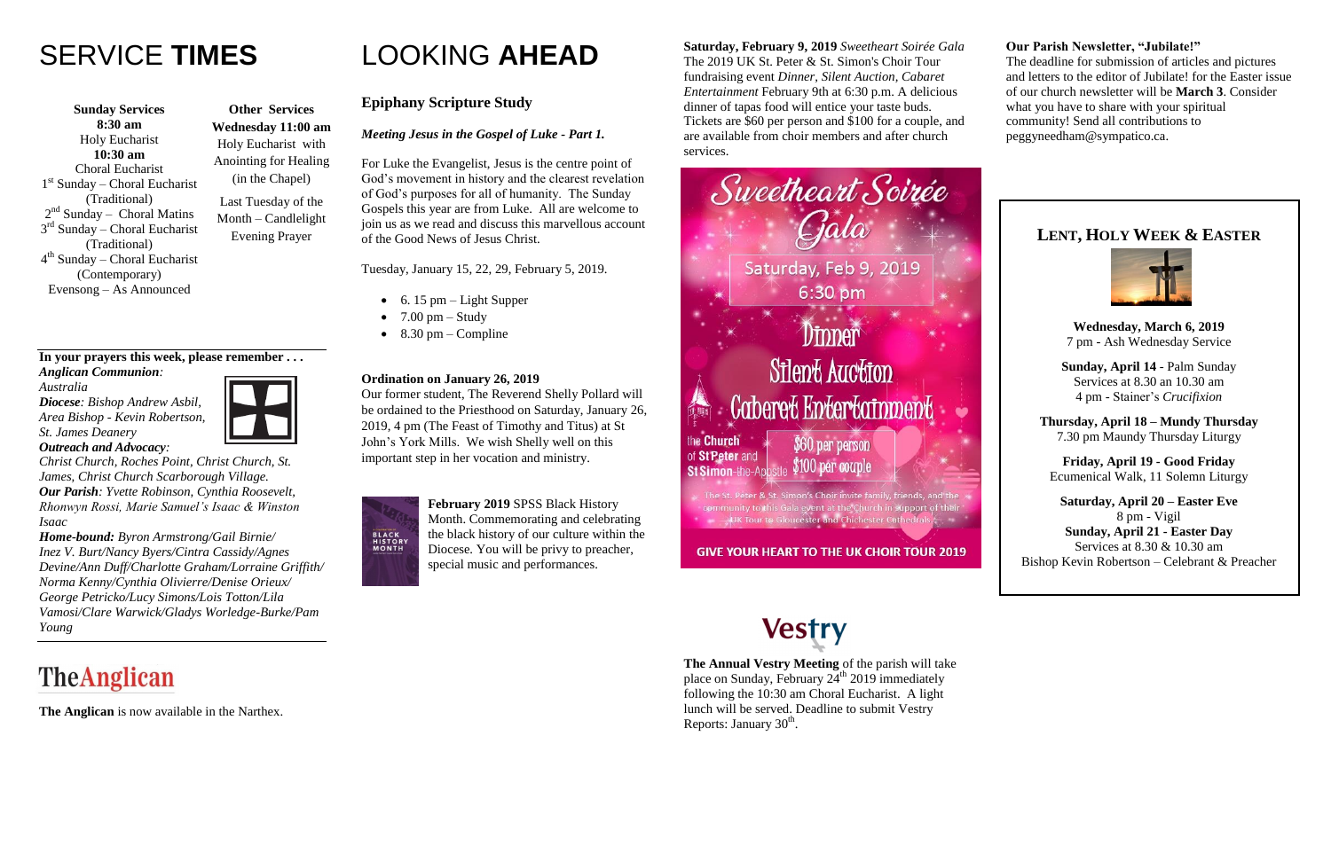# SERVICE **TIMES**

**Sunday Services**
**8:30 am**
Holy Eucharist
**10:30 am**
Choral Eucharist
1st Sunday – Choral Eucharist (Traditional)
2nd Sunday – Choral Matins
3rd Sunday – Choral Eucharist (Traditional)
4th Sunday – Choral Eucharist (Contemporary)
Evensong – As Announced

**Other Services**
**Wednesday 11:00 am**
Holy Eucharist with Anointing for Healing (in the Chapel)

Last Tuesday of the Month – Candlelight Evening Prayer

**In your prayers this week, please remember . . .**

***Anglican Communion**:*
*Australia*

***Diocese**: Bishop Andrew Asbil, Area Bishop - Kevin Robertson, St. James Deanery*

***Outreach and Advocacy**:*
*Christ Church, Roches Point, Christ Church, St. James, Christ Church Scarborough Village.*

***Our Parish**: Yvette Robinson, Cynthia Roosevelt, Rhonwyn Rossi, Marie Samuel's Isaac & Winston Isaac*

***Home-bound:** Byron Armstrong/Gail Birnie/ Inez V. Burt/Nancy Byers/Cintra Cassidy/Agnes Devine/Ann Duff/Charlotte Graham/Lorraine Griffith/ Norma Kenny/Cynthia Olivierre/Denise Orieux/ George Petricko/Lucy Simons/Lois Totton/Lila Vamosi/Clare Warwick/Gladys Worledge-Burke/Pam Young*

TheAnglican

**The Anglican** is now available in the Narthex.

# LOOKING **AHEAD**

## Epiphany Scripture Study

***Meeting Jesus in the Gospel of Luke - Part 1.***

For Luke the Evangelist, Jesus is the centre point of God's movement in history and the clearest revelation of God's purposes for all of humanity. The Sunday Gospels this year are from Luke. All are welcome to join us as we read and discuss this marvellous account of the Good News of Jesus Christ.

Tuesday, January 15, 22, 29, February 5, 2019.

- 6. 15 pm – Light Supper
- 7.00 pm – Study
- 8.30 pm – Compline

**Ordination on January 26, 2019**

Our former student, The Reverend Shelly Pollard will be ordained to the Priesthood on Saturday, January 26, 2019, 4 pm (The Feast of Timothy and Titus) at St John's York Mills. We wish Shelly well on this important step in her vocation and ministry.

**February 2019** SPSS Black History Month. Commemorating and celebrating the black history of our culture within the Diocese. You will be privy to preacher, special music and performances.

**Saturday, February 9, 2019** *Sweetheart Soirée Gala*
The 2019 UK St. Peter & St. Simon's Choir Tour fundraising event *Dinner, Silent Auction, Cabaret Entertainment* February 9th at 6:30 p.m. A delicious dinner of tapas food will entice your taste buds. Tickets are $60 per person and $100 for a couple, and are available from choir members and after church services.

Sweetheart Soirée Gala
Saturday, Feb 9, 2019
6:30 pm
Dinner
Silent Auction
Cabaret Entertainment
the Church of St Peter and St Simon-the-Apostle
$60 per person
$100 per couple
The St. Peter & St. Simon's Choir invite family, friends, and the community to this Gala event at the Church in support of their UK Tour to Gloucester and Chichester Cathedrals
GIVE YOUR HEART TO THE UK CHOIR TOUR 2019

Vestry

**The Annual Vestry Meeting** of the parish will take place on Sunday, February 24th 2019 immediately following the 10:30 am Choral Eucharist. A light lunch will be served. Deadline to submit Vestry Reports: January 30th.

**Our Parish Newsletter, "Jubilate!"**

The deadline for submission of articles and pictures and letters to the editor of Jubilate! for the Easter issue of our church newsletter will be **March 3**. Consider what you have to share with your spiritual community! Send all contributions to peggyneedham@sympatico.ca.

## LENT, HOLY WEEK & EASTER

**Wednesday, March 6, 2019**
7 pm - Ash Wednesday Service

**Sunday, April 14** - Palm Sunday
Services at 8.30 an 10.30 am
4 pm - Stainer's *Crucifixion*

**Thursday, April 18 – Mundy Thursday**
7.30 pm Maundy Thursday Liturgy

**Friday, April 19 - Good Friday**
Ecumenical Walk, 11 Solemn Liturgy

**Saturday, April 20 – Easter Eve**
8 pm - Vigil

**Sunday, April 21 - Easter Day**
Services at 8.30 & 10.30 am
Bishop Kevin Robertson – Celebrant & Preacher